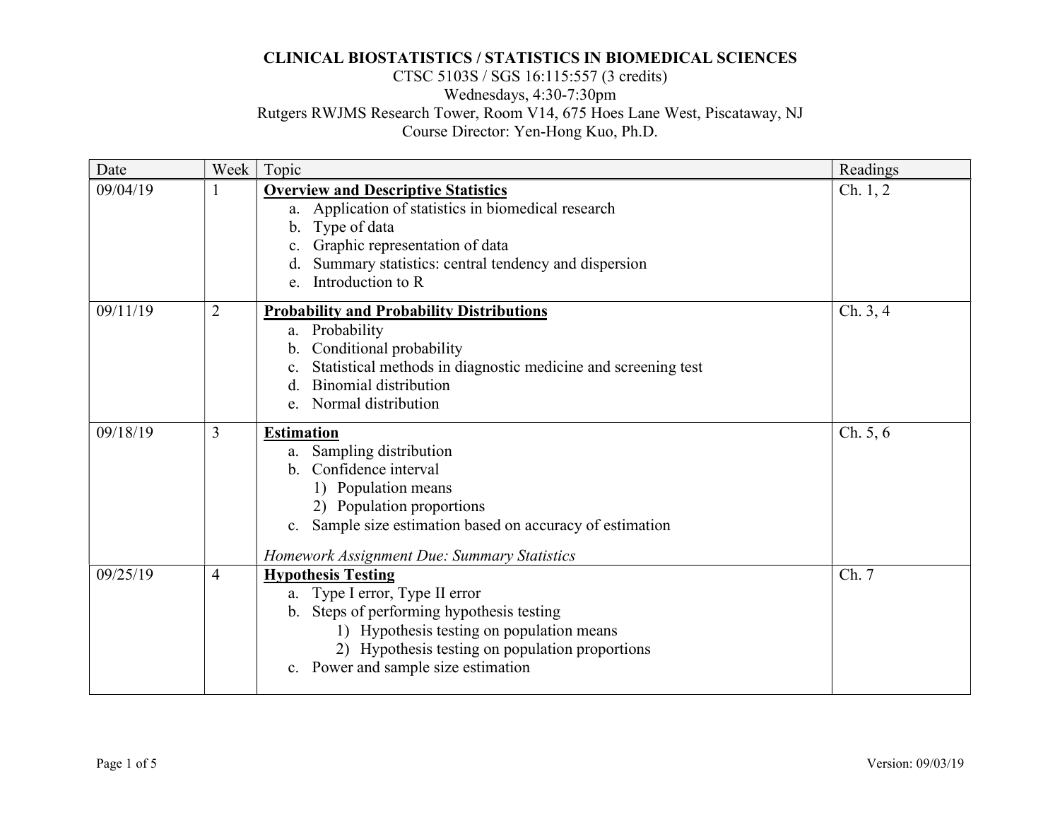**CLINICAL BIOSTATISTICS / STATISTICS IN BIOMEDICAL SCIENCES**
CTSC 5103S / SGS 16:115:557 (3 credits)
Wednesdays, 4:30-7:30pm
Rutgers RWJMS Research Tower, Room V14, 675 Hoes Lane West, Piscataway, NJ
Course Director: Yen-Hong Kuo, Ph.D.

| Date | Week | Topic | Readings |
|---|---|---|---|
| 09/04/19 | 1 | **Overview and Descriptive Statistics**<br>a. Application of statistics in biomedical research<br>b. Type of data<br>c. Graphic representation of data<br>d. Summary statistics: central tendency and dispersion<br>e. Introduction to R | Ch. 1, 2 |
| 09/11/19 | 2 | **Probability and Probability Distributions**<br>a. Probability<br>b. Conditional probability<br>c. Statistical methods in diagnostic medicine and screening test<br>d. Binomial distribution<br>e. Normal distribution | Ch. 3, 4 |
| 09/18/19 | 3 | **Estimation**<br>a. Sampling distribution<br>b. Confidence interval<br>1) Population means<br>2) Population proportions<br>c. Sample size estimation based on accuracy of estimation<br><br>*Homework Assignment Due: Summary Statistics* | Ch. 5, 6 |
| 09/25/19 | 4 | **Hypothesis Testing**<br>a. Type I error, Type II error<br>b. Steps of performing hypothesis testing<br>1) Hypothesis testing on population means<br>2) Hypothesis testing on population proportions<br>c. Power and sample size estimation | Ch. 7 |

Version: 09/03/19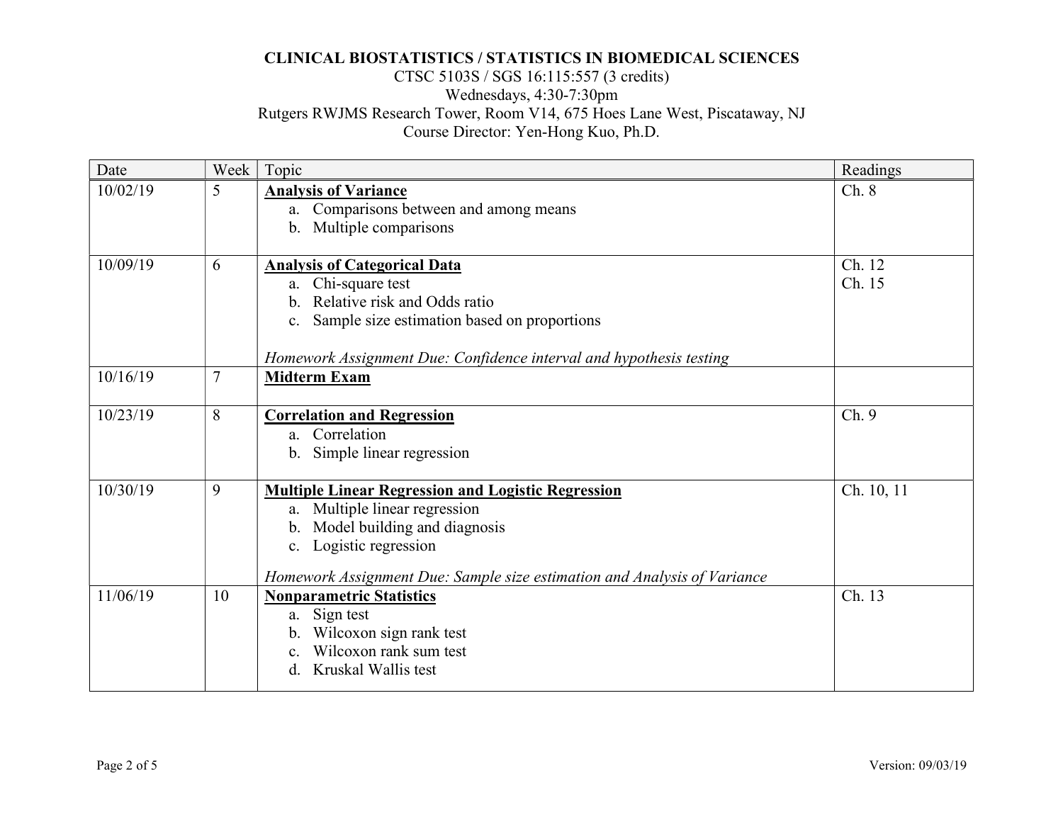**CLINICAL BIOSTATISTICS / STATISTICS IN BIOMEDICAL SCIENCES**

CTSC 5103S / SGS 16:115:557 (3 credits)
Wednesdays, 4:30-7:30pm
Rutgers RWJMS Research Tower, Room V14, 675 Hoes Lane West, Piscataway, NJ
Course Director: Yen-Hong Kuo, Ph.D.

| Date | Week | Topic | Readings |
|---|---|---|---|
| 10/02/19 | 5 | **Analysis of Variance**<br>a. Comparisons between and among means<br>b. Multiple comparisons | Ch. 8 |
| 10/09/19 | 6 | **Analysis of Categorical Data**<br>a. Chi-square test<br>b. Relative risk and Odds ratio<br>c. Sample size estimation based on proportions<br><br>*Homework Assignment Due: Confidence interval and hypothesis testing* | Ch. 12<br>Ch. 15 |
| 10/16/19 | 7 | **Midterm Exam** | |
| 10/23/19 | 8 | **Correlation and Regression**<br>a. Correlation<br>b. Simple linear regression | Ch. 9 |
| 10/30/19 | 9 | **Multiple Linear Regression and Logistic Regression**<br>a. Multiple linear regression<br>b. Model building and diagnosis<br>c. Logistic regression<br><br>*Homework Assignment Due: Sample size estimation and Analysis of Variance* | Ch. 10, 11 |
| 11/06/19 | 10 | **Nonparametric Statistics**<br>a. Sign test<br>b. Wilcoxon sign rank test<br>c. Wilcoxon rank sum test<br>d. Kruskal Wallis test | Ch. 13 |

Version: 09/03/19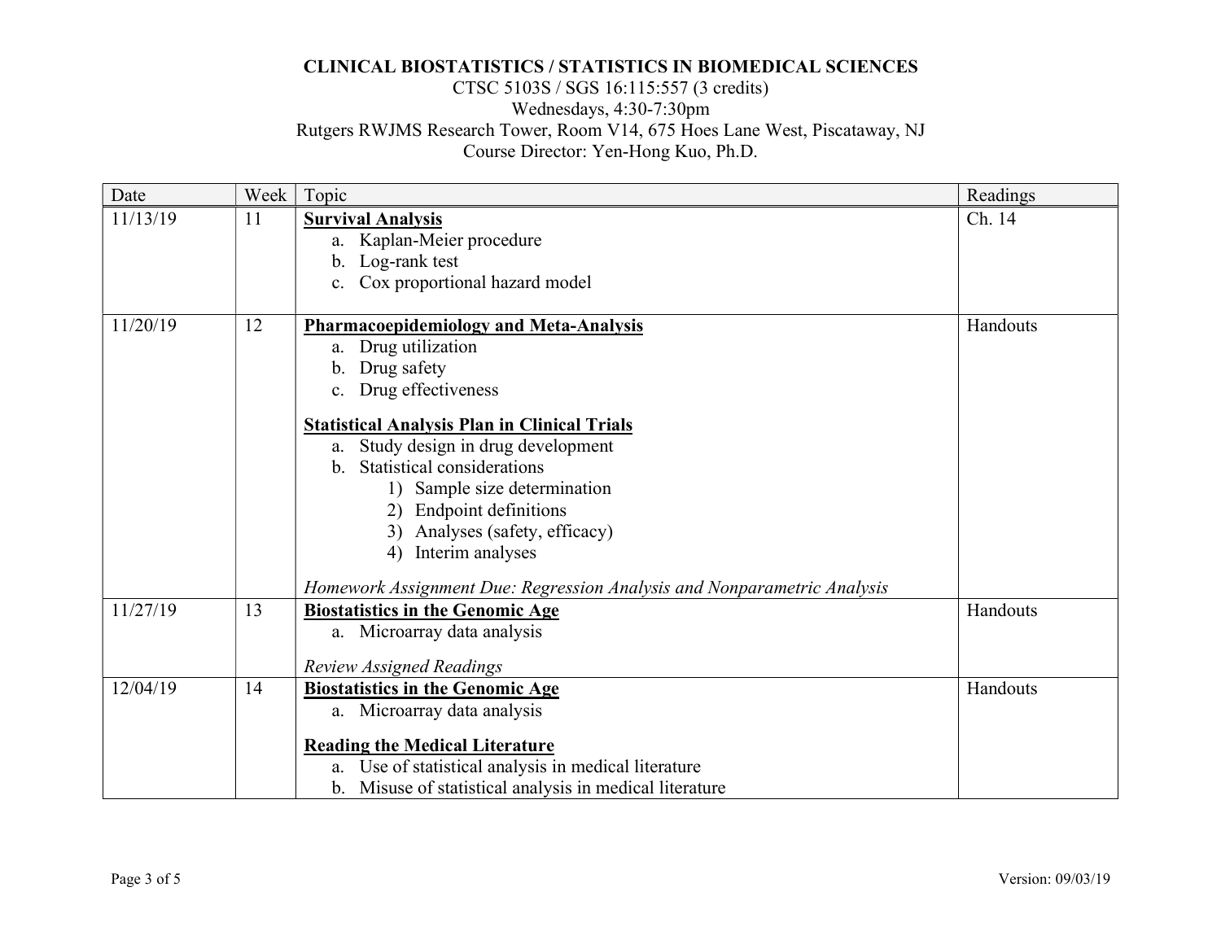**CLINICAL BIOSTATISTICS / STATISTICS IN BIOMEDICAL SCIENCES**
CTSC 5103S / SGS 16:115:557 (3 credits)
Wednesdays, 4:30-7:30pm
Rutgers RWJMS Research Tower, Room V14, 675 Hoes Lane West, Piscataway, NJ
Course Director: Yen-Hong Kuo, Ph.D.

| Date | Week | Topic | Readings |
| --- | --- | --- | --- |
| 11/13/19 | 11 | **Survival Analysis**<br>a. Kaplan-Meier procedure<br>b. Log-rank test<br>c. Cox proportional hazard model | Ch. 14 |
| 11/20/19 | 12 | **Pharmacoepidemiology and Meta-Analysis**<br>a. Drug utilization<br>b. Drug safety<br>c. Drug effectiveness<br><br>**Statistical Analysis Plan in Clinical Trials**<br>a. Study design in drug development<br>b. Statistical considerations<br>1) Sample size determination<br>2) Endpoint definitions<br>3) Analyses (safety, efficacy)<br>4) Interim analyses<br><br>*Homework Assignment Due: Regression Analysis and Nonparametric Analysis* | Handouts |
| 11/27/19 | 13 | **Biostatistics in the Genomic Age**<br>a. Microarray data analysis<br><br>*Review Assigned Readings* | Handouts |
| 12/04/19 | 14 | **Biostatistics in the Genomic Age**<br>a. Microarray data analysis<br><br>**Reading the Medical Literature**<br>a. Use of statistical analysis in medical literature<br>b. Misuse of statistical analysis in medical literature | Handouts |

Version: 09/03/19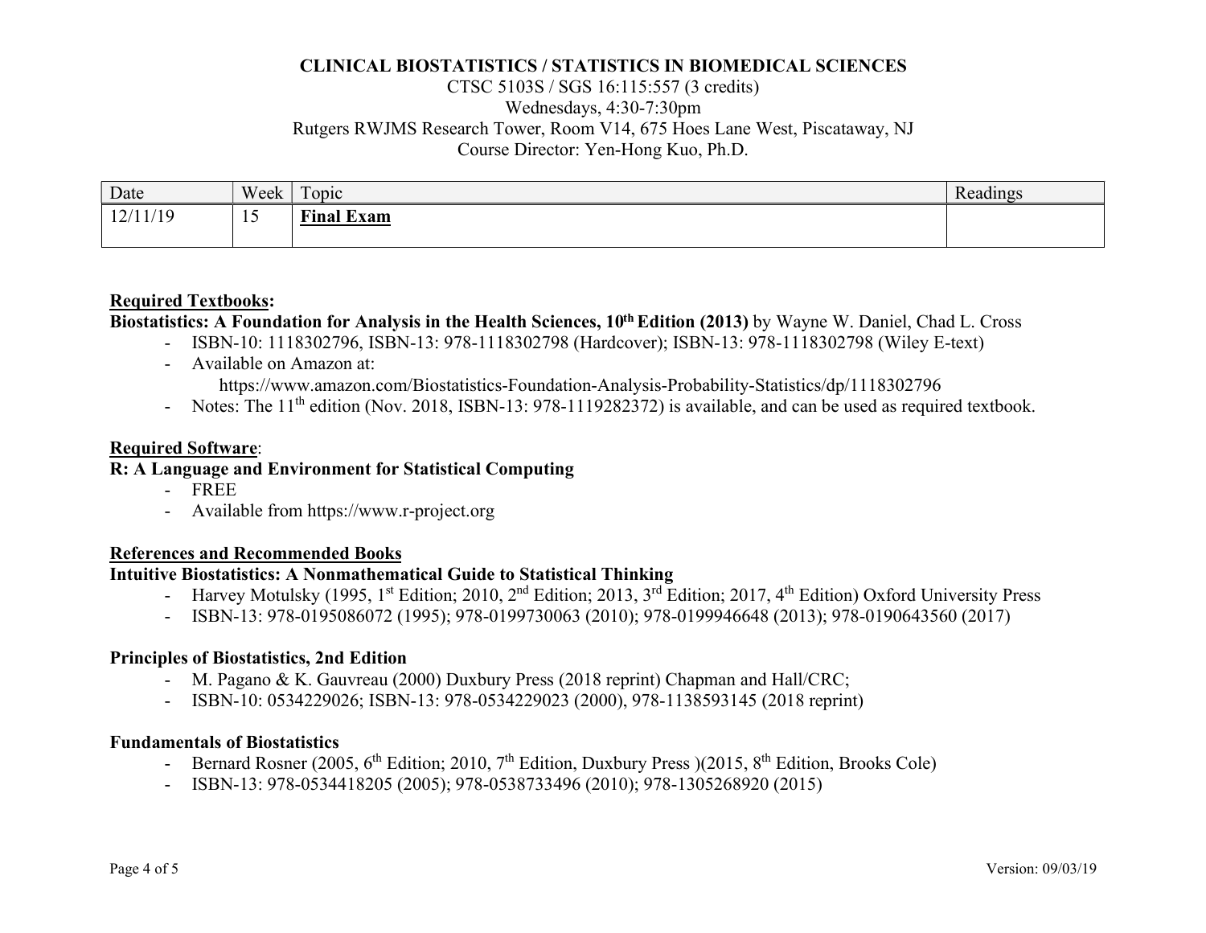**CLINICAL BIOSTATISTICS / STATISTICS IN BIOMEDICAL SCIENCES**
CTSC 5103S / SGS 16:115:557 (3 credits)
Wednesdays, 4:30-7:30pm
Rutgers RWJMS Research Tower, Room V14, 675 Hoes Lane West, Piscataway, NJ
Course Director: Yen-Hong Kuo, Ph.D.

| Date | Week | Topic | Readings |
|---|---|---|---|
| 12/11/19 | 15 | **Final Exam** | |

**Required Textbooks:**

**Biostatistics: A Foundation for Analysis in the Health Sciences, 10th Edition (2013)** by Wayne W. Daniel, Chad L. Cross

- ISBN-10: 1118302796, ISBN-13: 978-1118302798 (Hardcover); ISBN-13: 978-1118302798 (Wiley E-text)
- Available on Amazon at:
  https://www.amazon.com/Biostatistics-Foundation-Analysis-Probability-Statistics/dp/1118302796
- Notes: The 11th edition (Nov. 2018, ISBN-13: 978-1119282372) is available, and can be used as required textbook.

**Required Software**:

**R: A Language and Environment for Statistical Computing**

- FREE
- Available from https://www.r-project.org

**References and Recommended Books**

**Intuitive Biostatistics: A Nonmathematical Guide to Statistical Thinking**

- Harvey Motulsky (1995, 1st Edition; 2010, 2nd Edition; 2013, 3rd Edition; 2017, 4th Edition) Oxford University Press
- ISBN-13: 978-0195086072 (1995); 978-0199730063 (2010); 978-0199946648 (2013); 978-0190643560 (2017)

**Principles of Biostatistics, 2nd Edition**

- M. Pagano & K. Gauvreau (2000) Duxbury Press (2018 reprint) Chapman and Hall/CRC;
- ISBN-10: 0534229026; ISBN-13: 978-0534229023 (2000), 978-1138593145 (2018 reprint)

**Fundamentals of Biostatistics**

- Bernard Rosner (2005, 6th Edition; 2010, 7th Edition, Duxbury Press )(2015, 8th Edition, Brooks Cole)
- ISBN-13: 978-0534418205 (2005); 978-0538733496 (2010); 978-1305268920 (2015)

Version: 09/03/19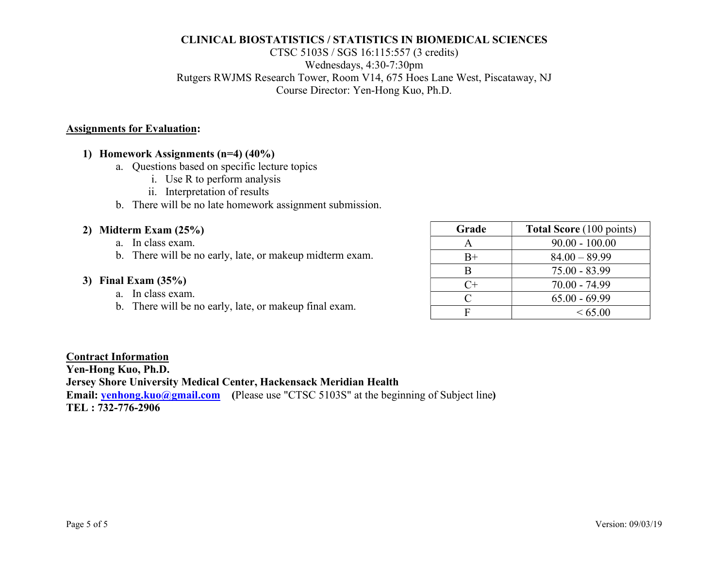**CLINICAL BIOSTATISTICS / STATISTICS IN BIOMEDICAL SCIENCES**
CTSC 5103S / SGS 16:115:557 (3 credits)
Wednesdays, 4:30-7:30pm
Rutgers RWJMS Research Tower, Room V14, 675 Hoes Lane West, Piscataway, NJ
Course Director: Yen-Hong Kuo, Ph.D.

## Assignments for Evaluation:

1) **Homework Assignments (n=4) (40%)**
   a. Questions based on specific lecture topics
      i. Use R to perform analysis
      ii. Interpretation of results
   b. There will be no late homework assignment submission.

2) **Midterm Exam (25%)**
   a. In class exam.
   b. There will be no early, late, or makeup midterm exam.

3) **Final Exam (35%)**
   a. In class exam.
   b. There will be no early, late, or makeup final exam.

| Grade | **Total Score** (100 points) |
|---|---|
| A | 90.00 - 100.00 |
| B+ | 84.00 – 89.99 |
| B | 75.00 - 83.99 |
| C+ | 70.00 - 74.99 |
| C | 65.00 - 69.99 |
| F | < 65.00 |

## Contract Information

**Yen-Hong Kuo, Ph.D.**
**Jersey Shore University Medical Center, Hackensack Meridian Health**
**Email: yenhong.kuo@gmail.com** **(**Please use "CTSC 5103S" at the beginning of Subject line**)**
**TEL : 732-776-2906**

Version: 09/03/19